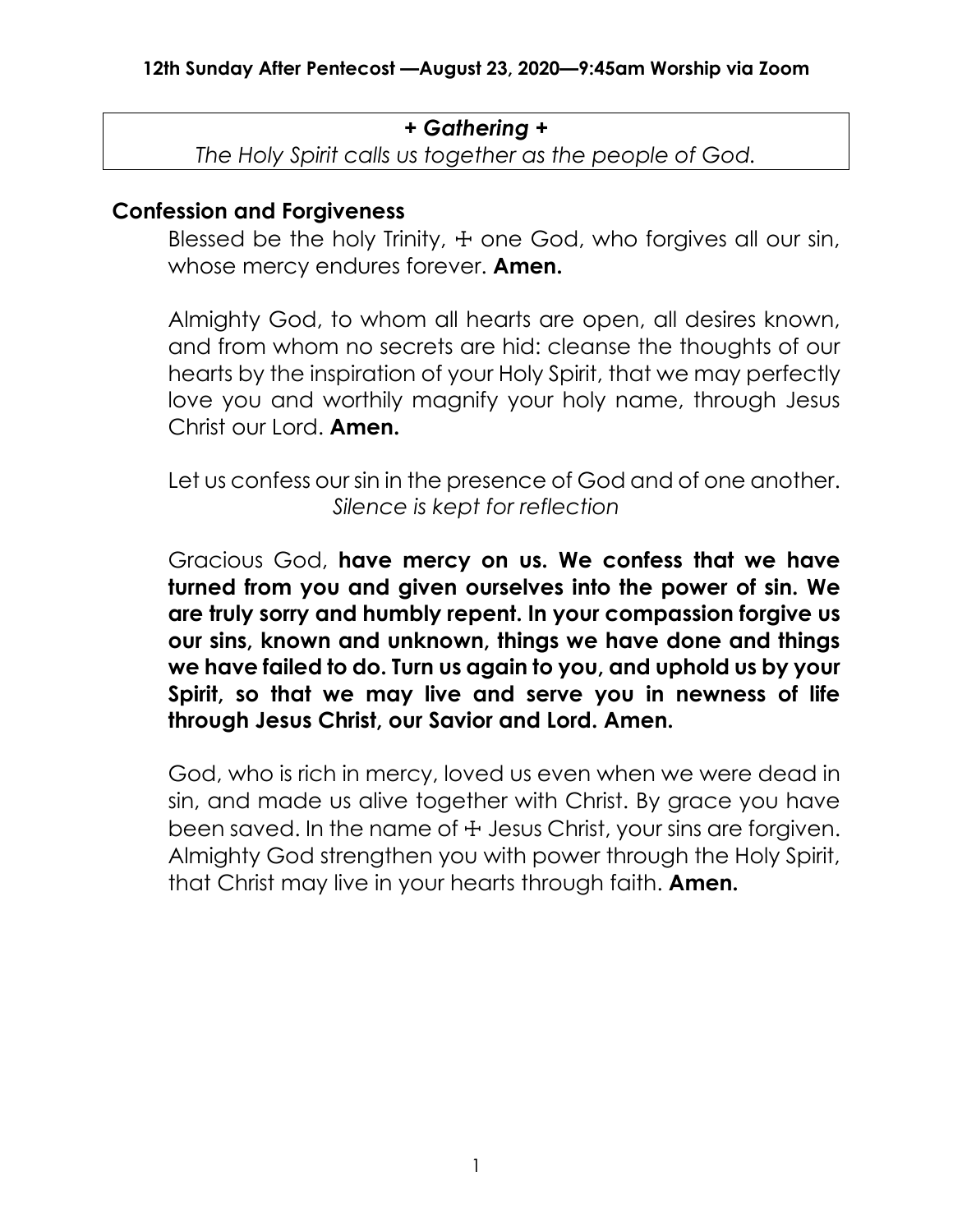**12th Sunday After Pentecost —August 23, 2020—9:45am Worship via Zoom**

***+ Gathering +***

*The Holy Spirit calls us together as the people of God.*

## Confession and Forgiveness

Blessed be the holy Trinity, ☩ one God, who forgives all our sin, whose mercy endures forever. **Amen.**

Almighty God, to whom all hearts are open, all desires known, and from whom no secrets are hid: cleanse the thoughts of our hearts by the inspiration of your Holy Spirit, that we may perfectly love you and worthily magnify your holy name, through Jesus Christ our Lord. **Amen.**

Let us confess our sin in the presence of God and of one another.

*Silence is kept for reflection*

Gracious God, **have mercy on us. We confess that we have turned from you and given ourselves into the power of sin. We are truly sorry and humbly repent. In your compassion forgive us our sins, known and unknown, things we have done and things we have failed to do. Turn us again to you, and uphold us by your Spirit, so that we may live and serve you in newness of life through Jesus Christ, our Savior and Lord. Amen.**

God, who is rich in mercy, loved us even when we were dead in sin, and made us alive together with Christ. By grace you have been saved. In the name of ☩ Jesus Christ, your sins are forgiven. Almighty God strengthen you with power through the Holy Spirit, that Christ may live in your hearts through faith. **Amen.**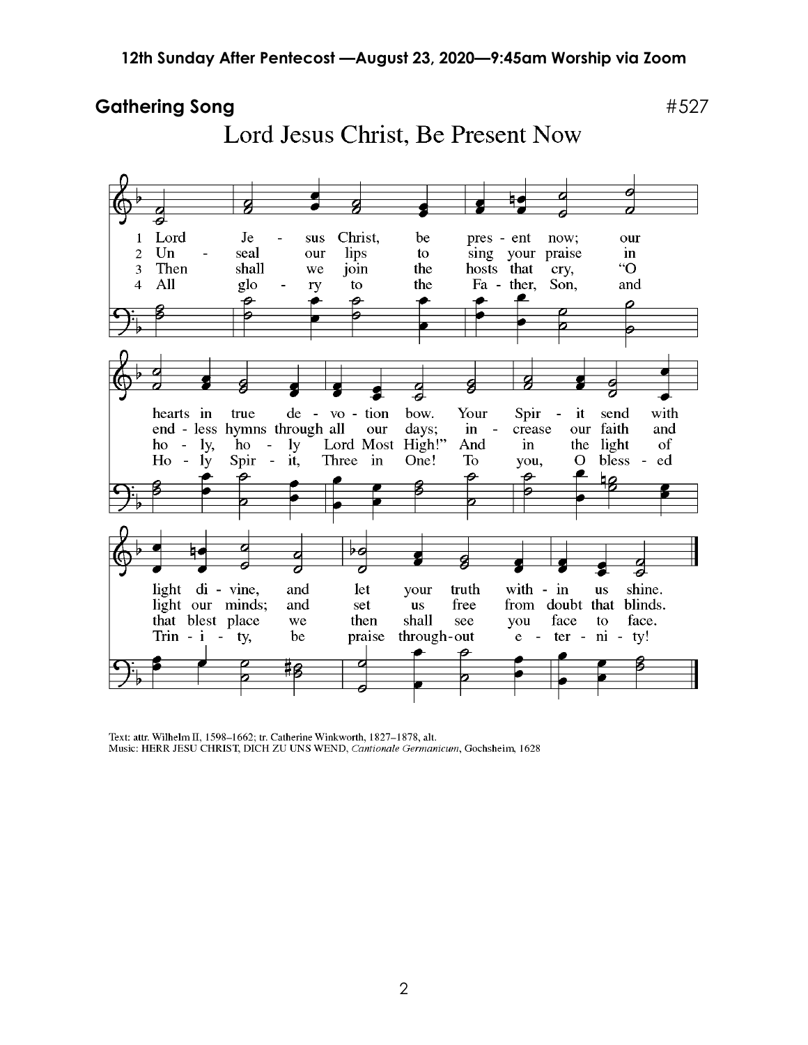## Gathering Song #527

### Lord Jesus Christ, Be Present Now

1 Lord Jesus Christ, be present now; our hearts in true devotion bow. Your Spirit send with light divine, and let your truth within us shine.

2 Unseal our lips to sing your praise in endless hymns through all our days; increase our faith and light our minds; and set us free from doubt that blinds.

3 Then shall we join the hosts that cry, "O holy, holy Lord Most High!" And in the light of that blest place we then shall see you face to face.

4 All glory to the Father, Son, and Holy Spirit, Three in One! To you, O blessed Trinity, be praise throughout eternity!

Text: attr. Wilhelm II, 1598–1662; tr. Catherine Winkworth, 1827–1878, alt.
Music: HERR JESU CHRIST, DICH ZU UNS WEND, *Cantionale Germanicum*, Gochsheim, 1628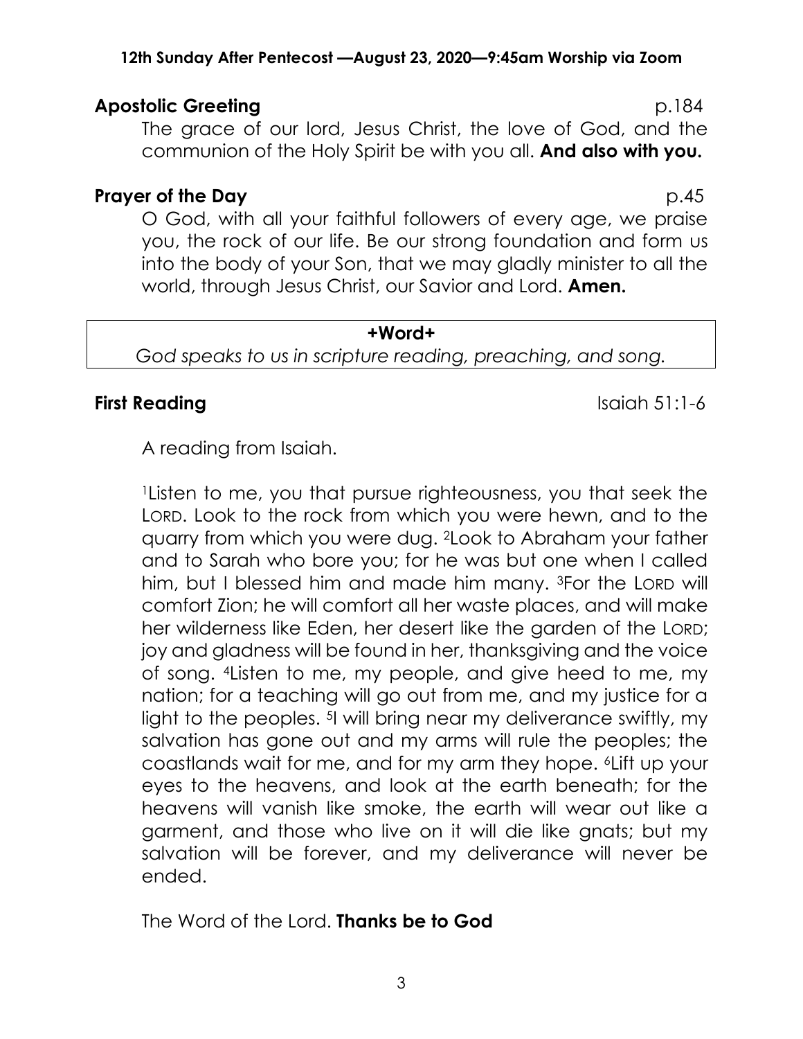**12th Sunday After Pentecost —August 23, 2020—9:45am Worship via Zoom**

**Apostolic Greeting** p.184

The grace of our lord, Jesus Christ, the love of God, and the communion of the Holy Spirit be with you all. **And also with you.**

**Prayer of the Day** p.45

O God, with all your faithful followers of every age, we praise you, the rock of our life. Be our strong foundation and form us into the body of your Son, that we may gladly minister to all the world, through Jesus Christ, our Savior and Lord. **Amen.**

**+Word+**

*God speaks to us in scripture reading, preaching, and song.*

**First Reading** Isaiah 51:1-6

A reading from Isaiah.

[1]Listen to me, you that pursue righteousness, you that seek the LORD. Look to the rock from which you were hewn, and to the quarry from which you were dug. [2]Look to Abraham your father and to Sarah who bore you; for he was but one when I called him, but I blessed him and made him many. [3]For the LORD will comfort Zion; he will comfort all her waste places, and will make her wilderness like Eden, her desert like the garden of the LORD; joy and gladness will be found in her, thanksgiving and the voice of song. [4]Listen to me, my people, and give heed to me, my nation; for a teaching will go out from me, and my justice for a light to the peoples. [5]I will bring near my deliverance swiftly, my salvation has gone out and my arms will rule the peoples; the coastlands wait for me, and for my arm they hope. [6]Lift up your eyes to the heavens, and look at the earth beneath; for the heavens will vanish like smoke, the earth will wear out like a garment, and those who live on it will die like gnats; but my salvation will be forever, and my deliverance will never be ended.

The Word of the Lord. **Thanks be to God**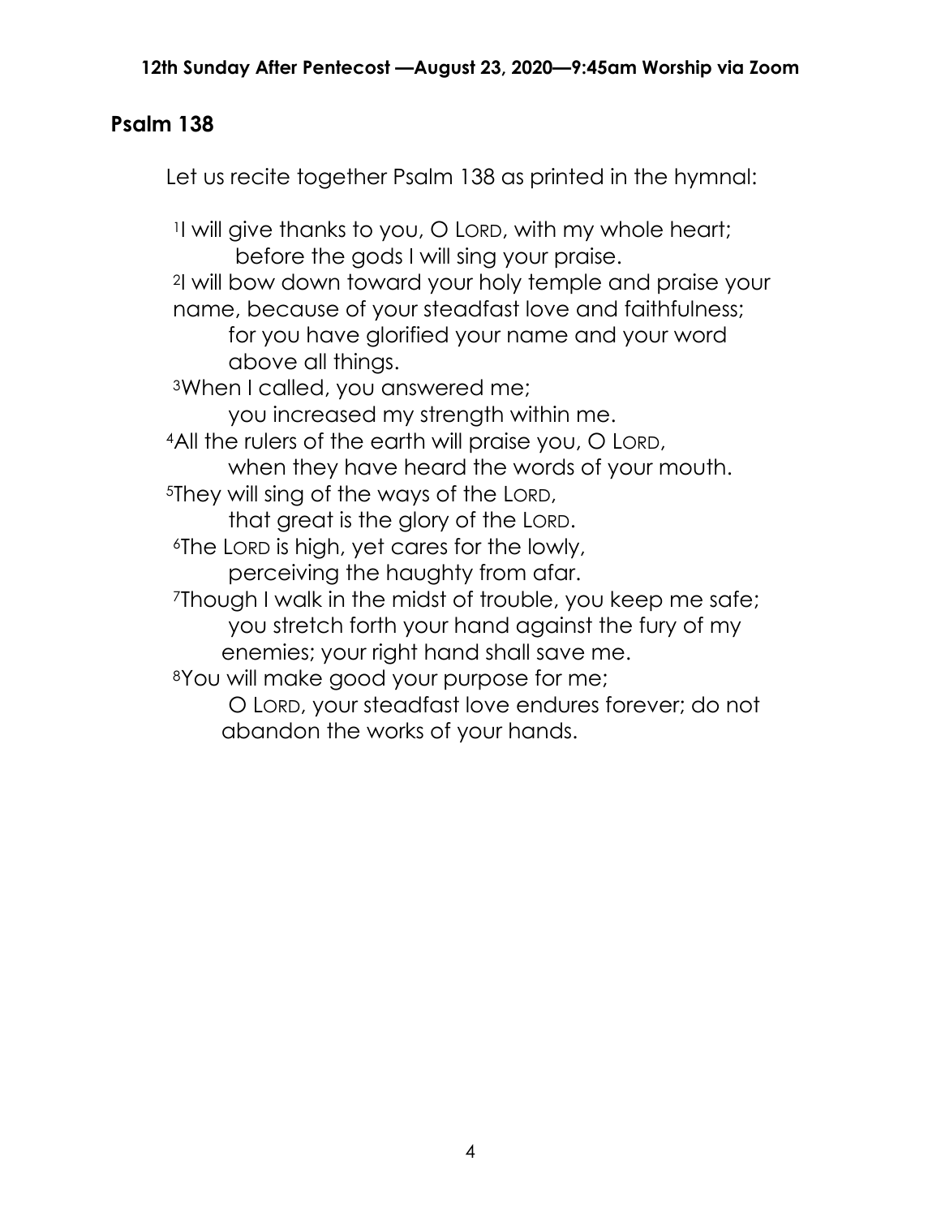## Psalm 138

Let us recite together Psalm 138 as printed in the hymnal:

[1]I will give thanks to you, O LORD, with my whole heart;
  before the gods I will sing your praise.
[2]I will bow down toward your holy temple and praise your name, because of your steadfast love and faithfulness;
  for you have glorified your name and your word above all things.
[3]When I called, you answered me;
  you increased my strength within me.
[4]All the rulers of the earth will praise you, O LORD,
  when they have heard the words of your mouth.
[5]They will sing of the ways of the LORD,
  that great is the glory of the LORD.
[6]The LORD is high, yet cares for the lowly,
  perceiving the haughty from afar.
[7]Though I walk in the midst of trouble, you keep me safe;
  you stretch forth your hand against the fury of my enemies; your right hand shall save me.
[8]You will make good your purpose for me;
  O LORD, your steadfast love endures forever; do not abandon the works of your hands.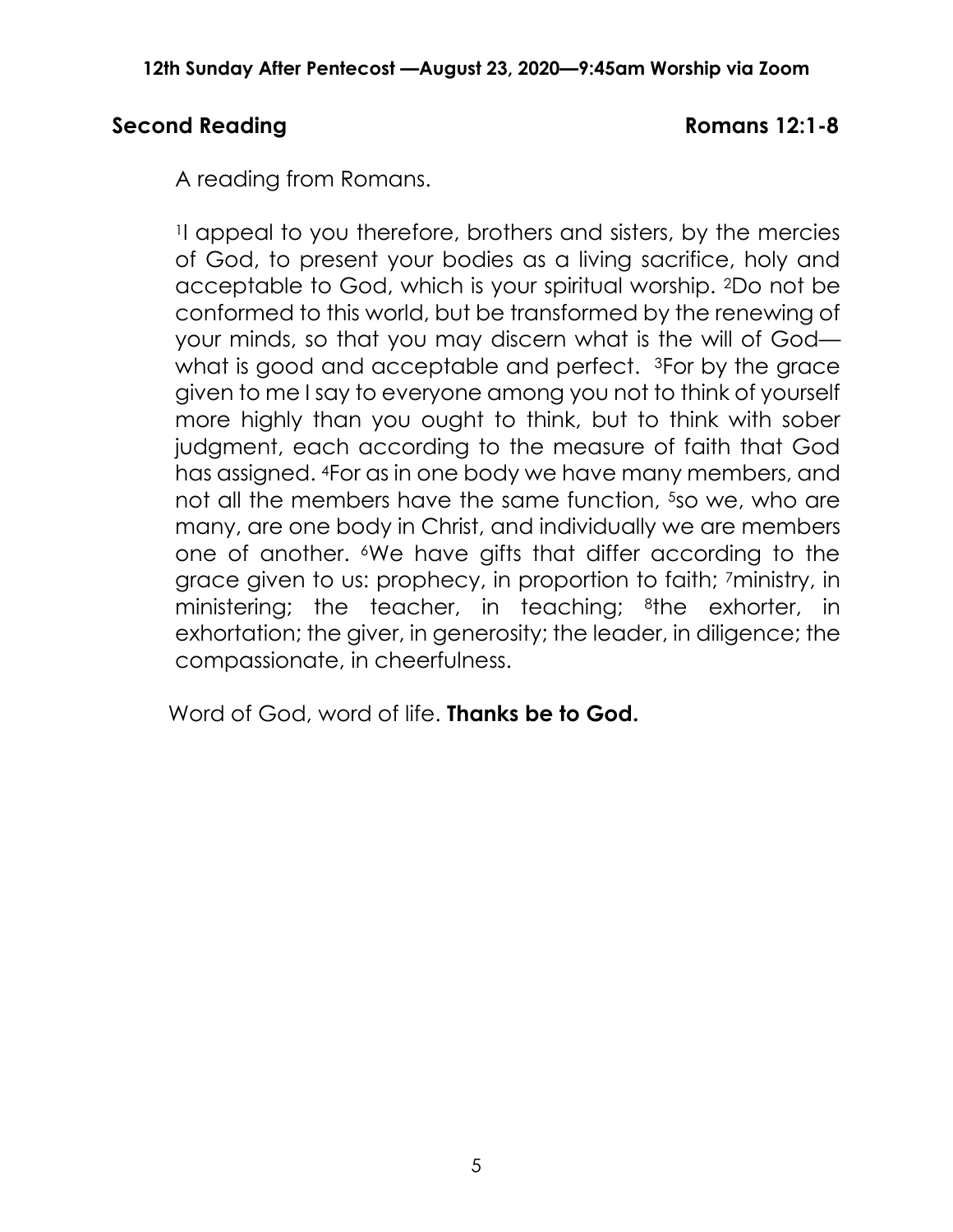## Second Reading — Romans 12:1-8

A reading from Romans.

[1]I appeal to you therefore, brothers and sisters, by the mercies of God, to present your bodies as a living sacrifice, holy and acceptable to God, which is your spiritual worship. [2]Do not be conformed to this world, but be transformed by the renewing of your minds, so that you may discern what is the will of God—what is good and acceptable and perfect. [3]For by the grace given to me I say to everyone among you not to think of yourself more highly than you ought to think, but to think with sober judgment, each according to the measure of faith that God has assigned. [4]For as in one body we have many members, and not all the members have the same function, [5]so we, who are many, are one body in Christ, and individually we are members one of another. [6]We have gifts that differ according to the grace given to us: prophecy, in proportion to faith; [7]ministry, in ministering; the teacher, in teaching; [8]the exhorter, in exhortation; the giver, in generosity; the leader, in diligence; the compassionate, in cheerfulness.

Word of God, word of life. **Thanks be to God.**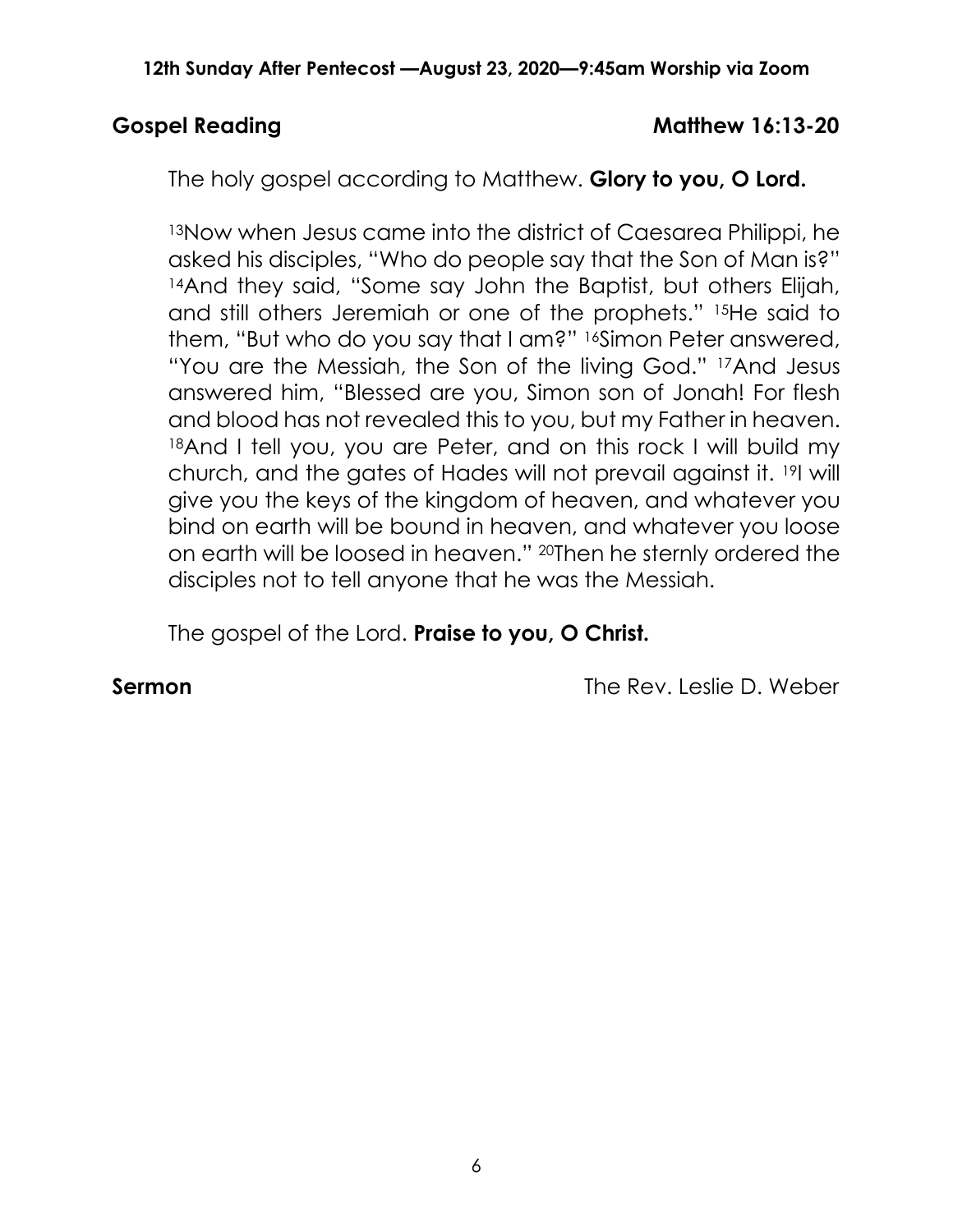**Gospel Reading** **Matthew 16:13-20**

The holy gospel according to Matthew. **Glory to you, O Lord.**

[13]Now when Jesus came into the district of Caesarea Philippi, he asked his disciples, "Who do people say that the Son of Man is?" [14]And they said, "Some say John the Baptist, but others Elijah, and still others Jeremiah or one of the prophets." [15]He said to them, "But who do you say that I am?" [16]Simon Peter answered, "You are the Messiah, the Son of the living God." [17]And Jesus answered him, "Blessed are you, Simon son of Jonah! For flesh and blood has not revealed this to you, but my Father in heaven. [18]And I tell you, you are Peter, and on this rock I will build my church, and the gates of Hades will not prevail against it. [19]I will give you the keys of the kingdom of heaven, and whatever you bind on earth will be bound in heaven, and whatever you loose on earth will be loosed in heaven." [20]Then he sternly ordered the disciples not to tell anyone that he was the Messiah.

The gospel of the Lord. **Praise to you, O Christ.**

**Sermon** The Rev. Leslie D. Weber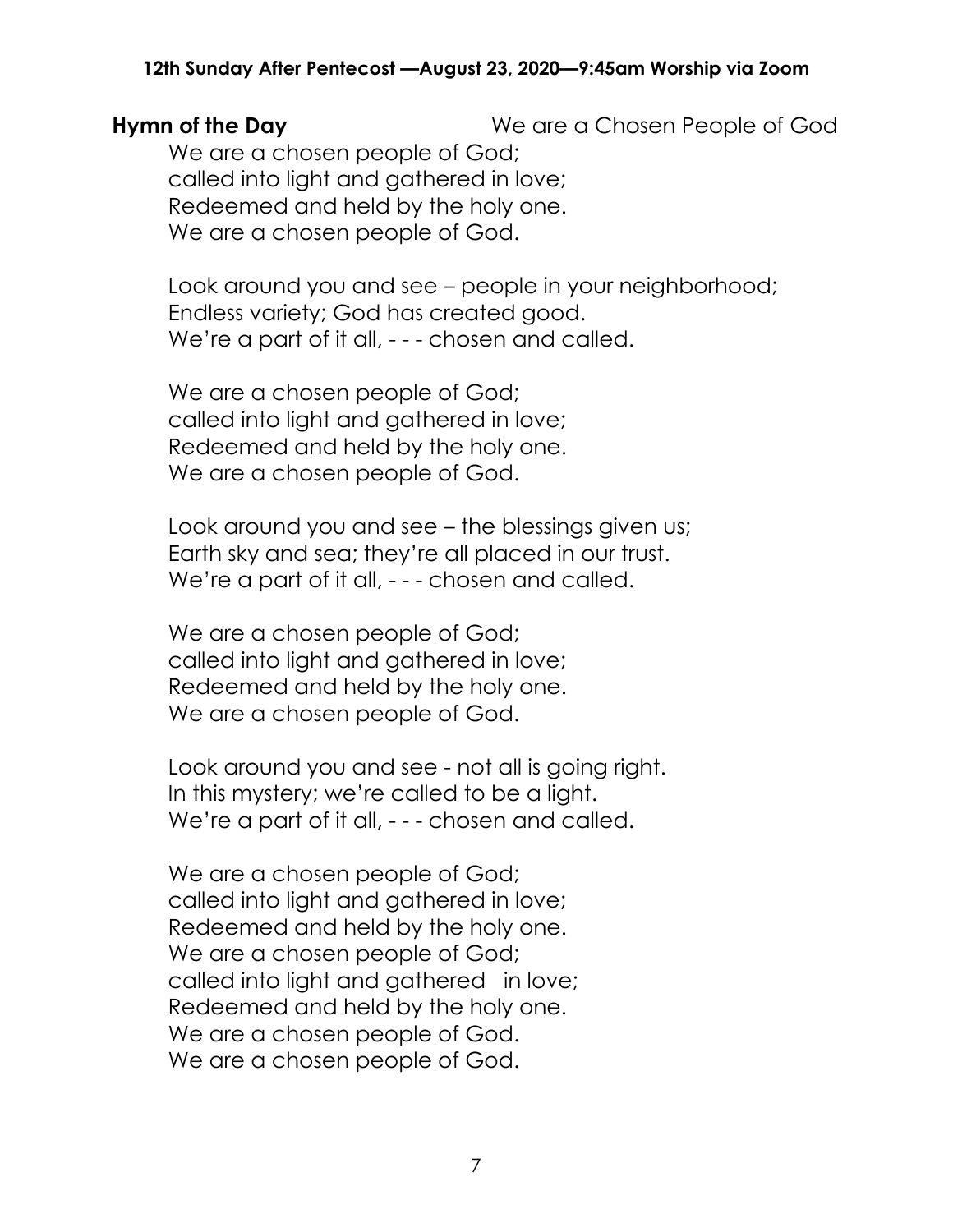**Hymn of the Day** We are a Chosen People of God

We are a chosen people of God;
called into light and gathered in love;
Redeemed and held by the holy one.
We are a chosen people of God.

Look around you and see – people in your neighborhood;
Endless variety; God has created good.
We're a part of it all, - - - chosen and called.

We are a chosen people of God;
called into light and gathered in love;
Redeemed and held by the holy one.
We are a chosen people of God.

Look around you and see – the blessings given us;
Earth sky and sea; they're all placed in our trust.
We're a part of it all, - - - chosen and called.

We are a chosen people of God;
called into light and gathered in love;
Redeemed and held by the holy one.
We are a chosen people of God.

Look around you and see - not all is going right.
In this mystery; we're called to be a light.
We're a part of it all, - - - chosen and called.

We are a chosen people of God;
called into light and gathered in love;
Redeemed and held by the holy one.
We are a chosen people of God;
called into light and gathered in love;
Redeemed and held by the holy one.
We are a chosen people of God.
We are a chosen people of God.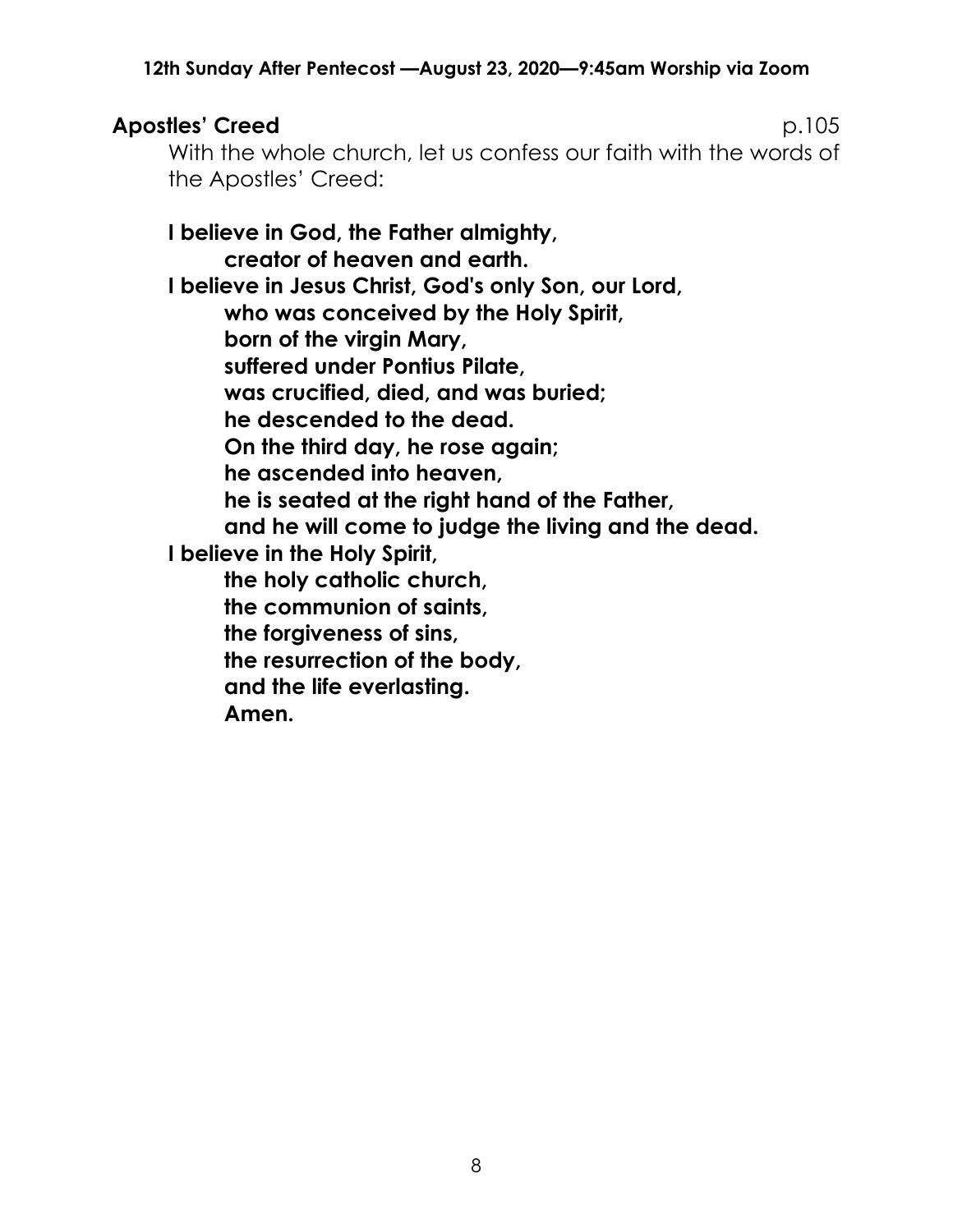## Apostles' Creed p.105

With the whole church, let us confess our faith with the words of the Apostles' Creed:

**I believe in God, the Father almighty,**
**creator of heaven and earth.**
**I believe in Jesus Christ, God's only Son, our Lord,**
**who was conceived by the Holy Spirit,**
**born of the virgin Mary,**
**suffered under Pontius Pilate,**
**was crucified, died, and was buried;**
**he descended to the dead.**
**On the third day, he rose again;**
**he ascended into heaven,**
**he is seated at the right hand of the Father,**
**and he will come to judge the living and the dead.**
**I believe in the Holy Spirit,**
**the holy catholic church,**
**the communion of saints,**
**the forgiveness of sins,**
**the resurrection of the body,**
**and the life everlasting.**
**Amen.**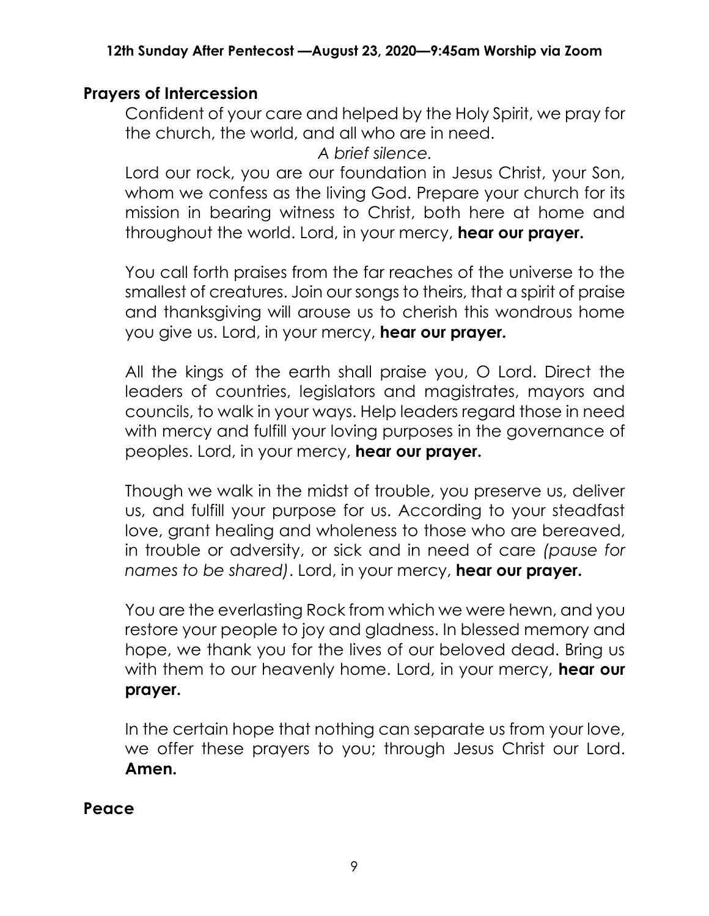## Prayers of Intercession

Confident of your care and helped by the Holy Spirit, we pray for the church, the world, and all who are in need.

*A brief silence.*

Lord our rock, you are our foundation in Jesus Christ, your Son, whom we confess as the living God. Prepare your church for its mission in bearing witness to Christ, both here at home and throughout the world. Lord, in your mercy, **hear our prayer.**

You call forth praises from the far reaches of the universe to the smallest of creatures. Join our songs to theirs, that a spirit of praise and thanksgiving will arouse us to cherish this wondrous home you give us. Lord, in your mercy, **hear our prayer.**

All the kings of the earth shall praise you, O Lord. Direct the leaders of countries, legislators and magistrates, mayors and councils, to walk in your ways. Help leaders regard those in need with mercy and fulfill your loving purposes in the governance of peoples. Lord, in your mercy, **hear our prayer.**

Though we walk in the midst of trouble, you preserve us, deliver us, and fulfill your purpose for us. According to your steadfast love, grant healing and wholeness to those who are bereaved, in trouble or adversity, or sick and in need of care *(pause for names to be shared)*. Lord, in your mercy, **hear our prayer.**

You are the everlasting Rock from which we were hewn, and you restore your people to joy and gladness. In blessed memory and hope, we thank you for the lives of our beloved dead. Bring us with them to our heavenly home. Lord, in your mercy, **hear our prayer.**

In the certain hope that nothing can separate us from your love, we offer these prayers to you; through Jesus Christ our Lord. **Amen.**

## Peace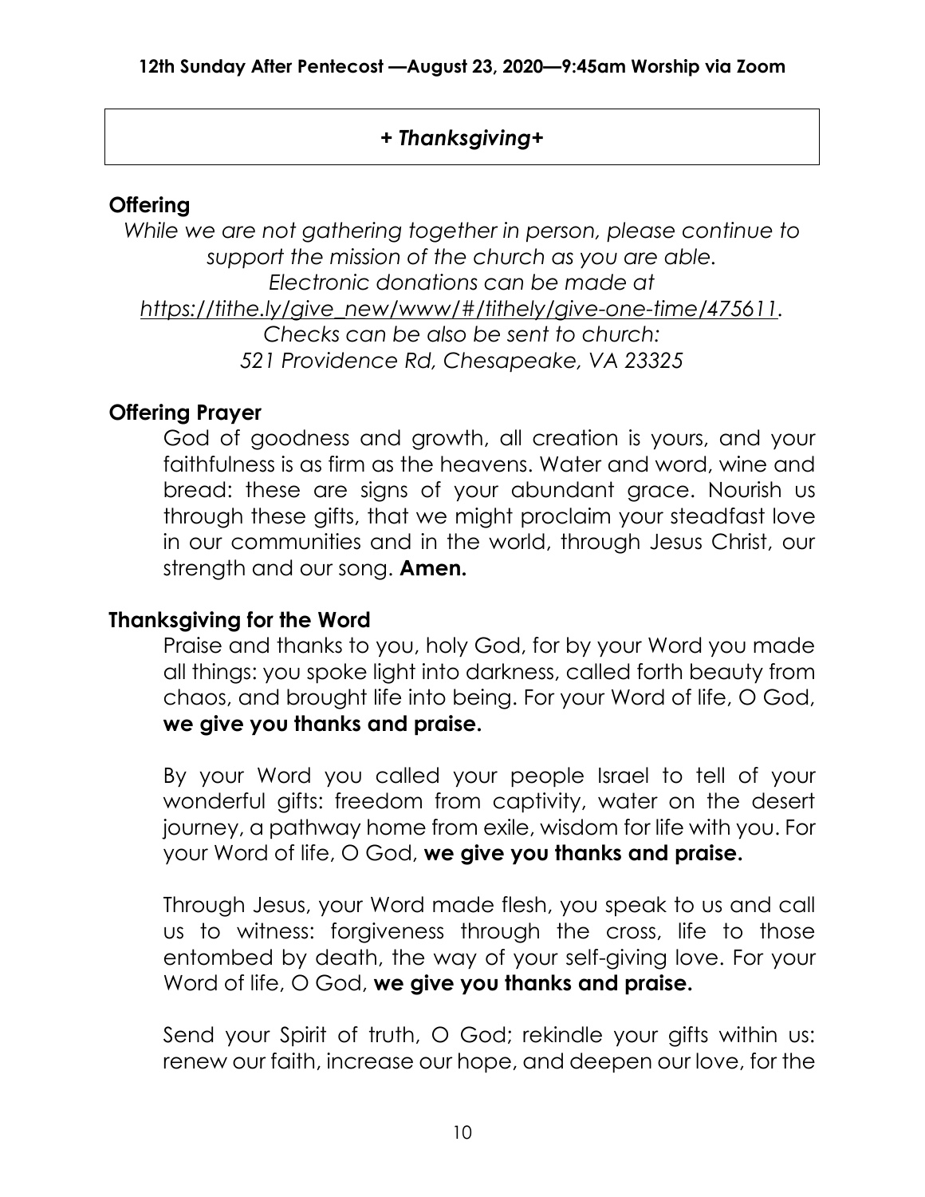## *+ Thanksgiving+*

### Offering

*While we are not gathering together in person, please continue to support the mission of the church as you are able. Electronic donations can be made at https://tithe.ly/give_new/www/#/tithely/give-one-time/475611. Checks can be also be sent to church: 521 Providence Rd, Chesapeake, VA 23325*

### Offering Prayer

God of goodness and growth, all creation is yours, and your faithfulness is as firm as the heavens. Water and word, wine and bread: these are signs of your abundant grace. Nourish us through these gifts, that we might proclaim your steadfast love in our communities and in the world, through Jesus Christ, our strength and our song. **Amen.**

### Thanksgiving for the Word

Praise and thanks to you, holy God, for by your Word you made all things: you spoke light into darkness, called forth beauty from chaos, and brought life into being. For your Word of life, O God, **we give you thanks and praise.**

By your Word you called your people Israel to tell of your wonderful gifts: freedom from captivity, water on the desert journey, a pathway home from exile, wisdom for life with you. For your Word of life, O God, **we give you thanks and praise.**

Through Jesus, your Word made flesh, you speak to us and call us to witness: forgiveness through the cross, life to those entombed by death, the way of your self-giving love. For your Word of life, O God, **we give you thanks and praise.**

Send your Spirit of truth, O God; rekindle your gifts within us: renew our faith, increase our hope, and deepen our love, for the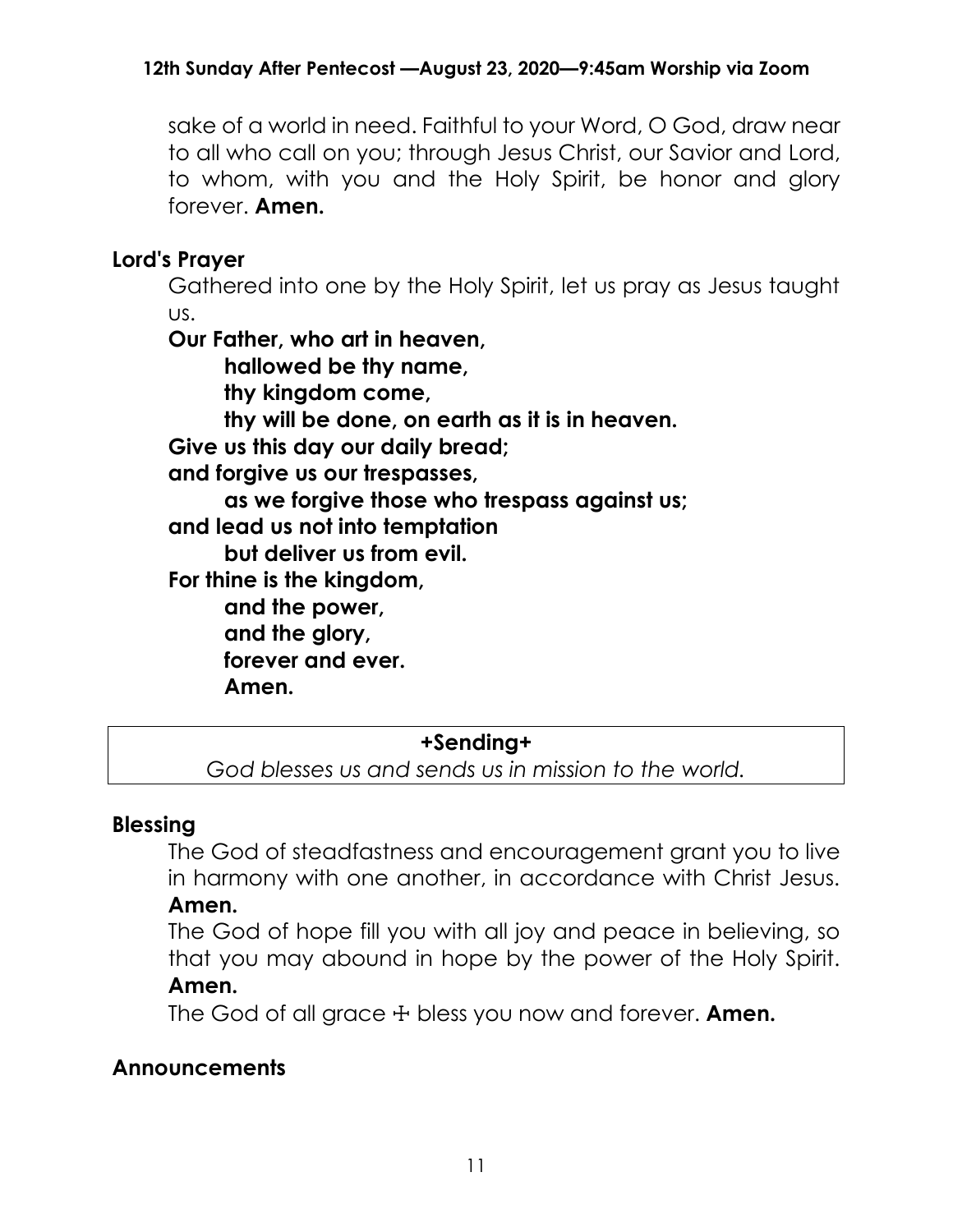sake of a world in need. Faithful to your Word, O God, draw near to all who call on you; through Jesus Christ, our Savior and Lord, to whom, with you and the Holy Spirit, be honor and glory forever. **Amen.**

## Lord's Prayer

Gathered into one by the Holy Spirit, let us pray as Jesus taught us.

**Our Father, who art in heaven,**
**hallowed be thy name,**
**thy kingdom come,**
**thy will be done, on earth as it is in heaven.**
**Give us this day our daily bread;**
**and forgive us our trespasses,**
**as we forgive those who trespass against us;**
**and lead us not into temptation**
**but deliver us from evil.**
**For thine is the kingdom,**
**and the power,**
**and the glory,**
**forever and ever.**
**Amen.**

## +Sending+

*God blesses us and sends us in mission to the world.*

## Blessing

The God of steadfastness and encouragement grant you to live in harmony with one another, in accordance with Christ Jesus. **Amen.**

The God of hope fill you with all joy and peace in believing, so that you may abound in hope by the power of the Holy Spirit. **Amen.**

The God of all grace ☩ bless you now and forever. **Amen.**

## Announcements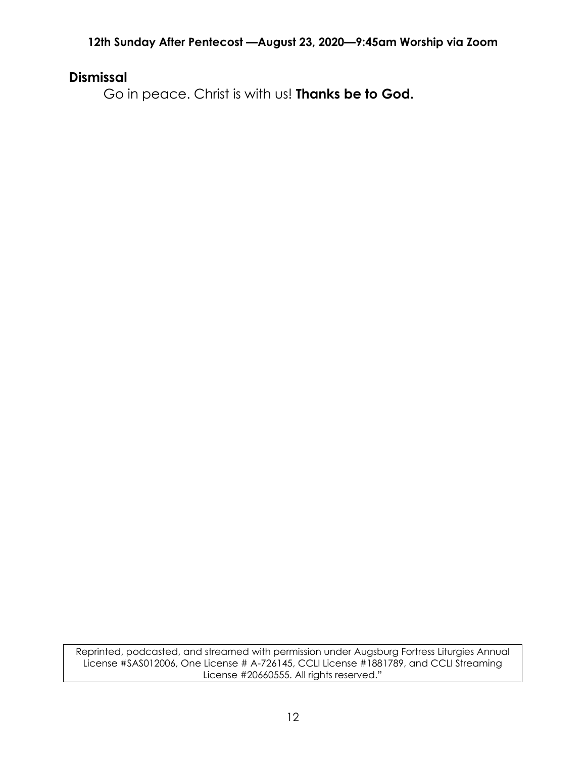## Dismissal

Go in peace. Christ is with us! **Thanks be to God.**

Reprinted, podcasted, and streamed with permission under Augsburg Fortress Liturgies Annual License #SAS012006, One License # A-726145, CCLI License #1881789, and CCLI Streaming License #20660555. All rights reserved."